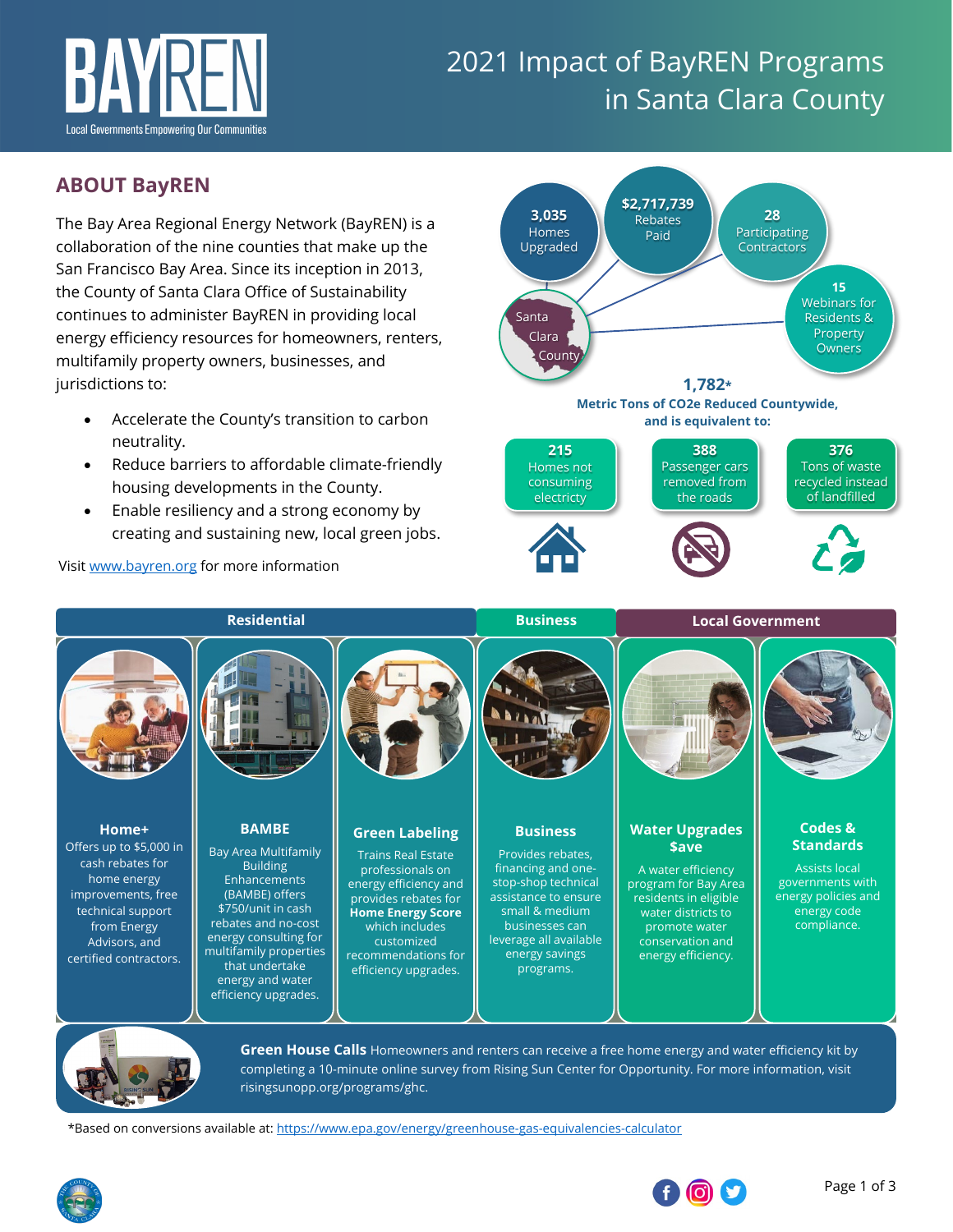# 2021 Impact of BayREN Programs in Santa Clara County

BAYREN
Local Governments Empowering Our Communities

## ABOUT BayREN

The Bay Area Regional Energy Network (BayREN) is a collaboration of the nine counties that make up the San Francisco Bay Area. Since its inception in 2013, the County of Santa Clara Office of Sustainability continues to administer BayREN in providing local energy efficiency resources for homeowners, renters, multifamily property owners, businesses, and jurisdictions to:

- Accelerate the County's transition to carbon neutrality.
- Reduce barriers to affordable climate-friendly housing developments in the County.
- Enable resiliency and a strong economy by creating and sustaining new, local green jobs.

Visit www.bayren.org for more information

### Santa Clara County

- **3,035** Homes Upgraded
- **$2,717,739** Rebates Paid
- **28** Participating Contractors
- **15** Webinars for Residents & Property Owners

**1,782*** **Metric Tons of CO2e Reduced Countywide, and is equivalent to:**

- **215** Homes not consuming electricty
- **388** Passenger cars removed from the roads
- **376** Tons of waste recycled instead of landfilled

## Residential

### Home+
Offers up to $5,000 in cash rebates for home energy improvements, free technical support from Energy Advisors, and certified contractors.

### BAMBE
Bay Area Multifamily Building Enhancements (BAMBE) offers $750/unit in cash rebates and no-cost energy consulting for multifamily properties that undertake energy and water efficiency upgrades.

### Green Labeling
Trains Real Estate professionals on energy efficiency and provides rebates for **Home Energy Score** which includes customized recommendations for efficiency upgrades.

## Business

### Business
Provides rebates, financing and one-stop-shop technical assistance to ensure small & medium businesses can leverage all available energy savings programs.

## Local Government

### Water Upgrades $ave
A water efficiency program for Bay Area residents in eligible water districts to promote water conservation and energy efficiency.

### Codes & Standards
Assists local governments with energy policies and energy code compliance.

**Green House Calls** Homeowners and renters can receive a free home energy and water efficiency kit by completing a 10-minute online survey from Rising Sun Center for Opportunity. For more information, visit risingsunopp.org/programs/ghc.

*Based on conversions available at: https://www.epa.gov/energy/greenhouse-gas-equivalencies-calculator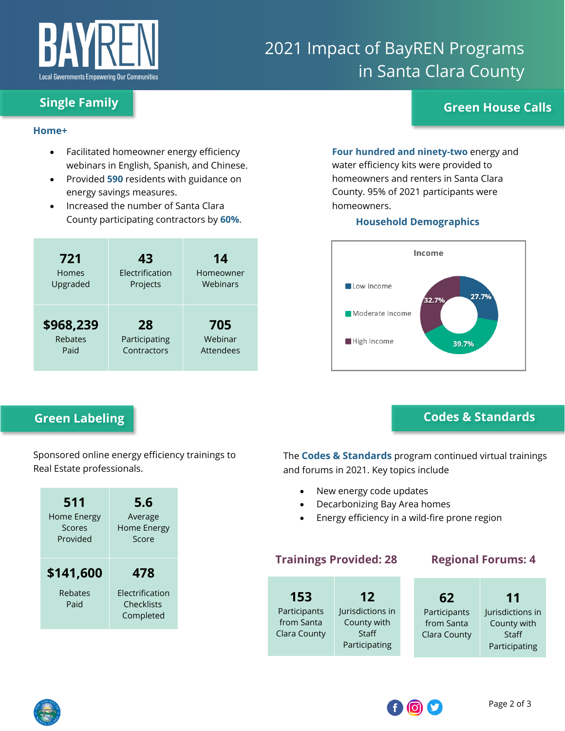# 2021 Impact of BayREN Programs in Santa Clara County

## Single Family

### Home+

- Facilitated homeowner energy efficiency webinars in English, Spanish, and Chinese.
- Provided **590** residents with guidance on energy savings measures.
- Increased the number of Santa Clara County participating contractors by **60%**.

| **721** Homes Upgraded | **43** Electrification Projects | **14** Homeowner Webinars |
|---|---|---|
| **$968,239** Rebates Paid | **28** Participating Contractors | **705** Webinar Attendees |

## Green House Calls

**Four hundred and ninety-two** energy and water efficiency kits were provided to homeowners and renters in Santa Clara County. 95% of 2021 participants were homeowners.

### Household Demographics

**Income**

| Income | Share |
|---|---|
| Low Income | 27.7% |
| Moderate Income | 39.7% |
| High Income | 32.7% |

## Green Labeling

Sponsored online energy efficiency trainings to Real Estate professionals.

| **511** Home Energy Scores Provided | **5.6** Average Home Energy Score |
|---|---|
| **$141,600** Rebates Paid | **478** Electrification Checklists Completed |

## Codes & Standards

The **Codes & Standards** program continued virtual trainings and forums in 2021. Key topics include

- New energy code updates
- Decarbonizing Bay Area homes
- Energy efficiency in a wild-fire prone region

### Trainings Provided: 28

| **153** Participants from Santa Clara County | **12** Jurisdictions in County with Staff Participating |
|---|---|

### Regional Forums: 4

| **62** Participants from Santa Clara County | **11** Jurisdictions in County with Staff Participating |
|---|---|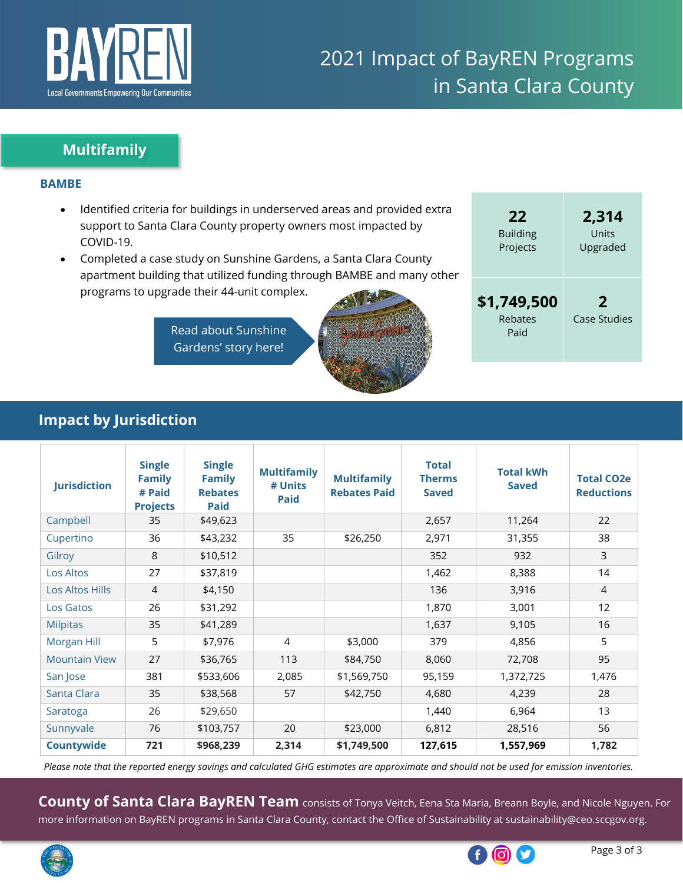# 2021 Impact of BayREN Programs in Santa Clara County

## Multifamily

### BAMBE

- Identified criteria for buildings in underserved areas and provided extra support to Santa Clara County property owners most impacted by COVID-19.
- Completed a case study on Sunshine Gardens, a Santa Clara County apartment building that utilized funding through BAMBE and many other programs to upgrade their 44-unit complex.

Read about Sunshine Gardens' story here!

| | |
|---|---|
| **22** Building Projects | **2,314** Units Upgraded |
| **$1,749,500** Rebates Paid | **2** Case Studies |

## Impact by Jurisdiction

| Jurisdiction | Single Family # Paid Projects | Single Family Rebates Paid | Multifamily # Units Paid | Multifamily Rebates Paid | Total Therms Saved | Total kWh Saved | Total CO2e Reductions |
|---|---|---|---|---|---|---|---|
| Campbell | 35 | $49,623 | | | 2,657 | 11,264 | 22 |
| Cupertino | 36 | $43,232 | 35 | $26,250 | 2,971 | 31,355 | 38 |
| Gilroy | 8 | $10,512 | | | 352 | 932 | 3 |
| Los Altos | 27 | $37,819 | | | 1,462 | 8,388 | 14 |
| Los Altos Hills | 4 | $4,150 | | | 136 | 3,916 | 4 |
| Los Gatos | 26 | $31,292 | | | 1,870 | 3,001 | 12 |
| Milpitas | 35 | $41,289 | | | 1,637 | 9,105 | 16 |
| Morgan Hill | 5 | $7,976 | 4 | $3,000 | 379 | 4,856 | 5 |
| Mountain View | 27 | $36,765 | 113 | $84,750 | 8,060 | 72,708 | 95 |
| San Jose | 381 | $533,606 | 2,085 | $1,569,750 | 95,159 | 1,372,725 | 1,476 |
| Santa Clara | 35 | $38,568 | 57 | $42,750 | 4,680 | 4,239 | 28 |
| Saratoga | 26 | $29,650 | | | 1,440 | 6,964 | 13 |
| Sunnyvale | 76 | $103,757 | 20 | $23,000 | 6,812 | 28,516 | 56 |
| **Countywide** | **721** | **$968,239** | **2,314** | **$1,749,500** | **127,615** | **1,557,969** | **1,782** |

*Please note that the reported energy savings and calculated GHG estimates are approximate and should not be used for emission inventories.*

**County of Santa Clara BayREN Team** consists of Tonya Veitch, Eena Sta Maria, Breann Boyle, and Nicole Nguyen. For more information on BayREN programs in Santa Clara County, contact the Office of Sustainability at sustainability@ceo.sccgov.org.